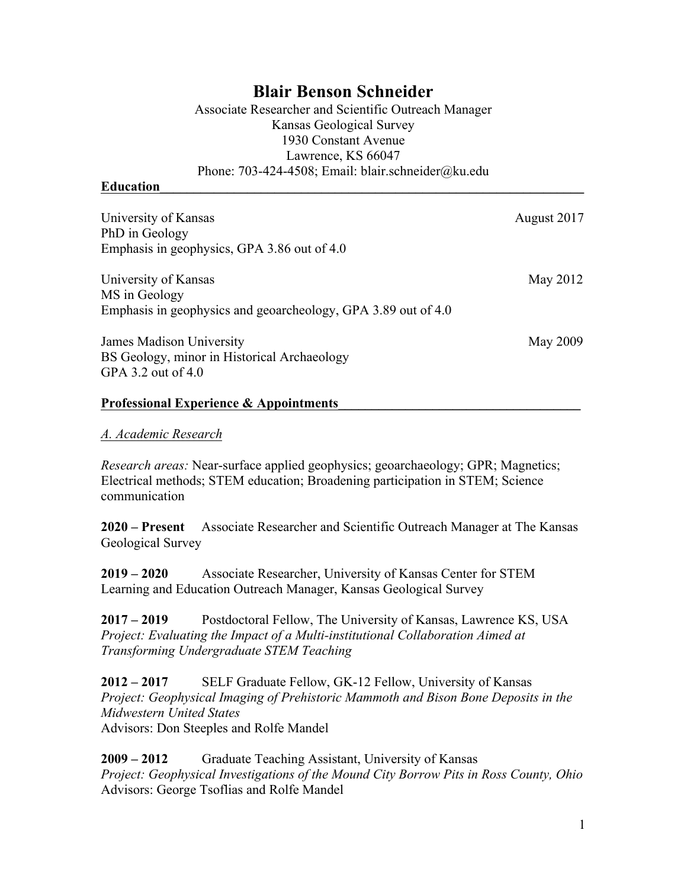# Blair Benson Schneider

Associate Researcher and Scientific Outreach Manager
Kansas Geological Survey
1930 Constant Avenue
Lawrence, KS 66047
Phone: 703-424-4508; Email: blair.schneider@ku.edu

## Education

University of Kansas — August 2017
PhD in Geology
Emphasis in geophysics, GPA 3.86 out of 4.0

University of Kansas — May 2012
MS in Geology
Emphasis in geophysics and geoarcheology, GPA 3.89 out of 4.0

James Madison University — May 2009
BS Geology, minor in Historical Archaeology
GPA 3.2 out of 4.0

## Professional Experience & Appointments

### *A. Academic Research*

*Research areas:* Near-surface applied geophysics; geoarchaeology; GPR; Magnetics; Electrical methods; STEM education; Broadening participation in STEM; Science communication

**2020 – Present** Associate Researcher and Scientific Outreach Manager at The Kansas Geological Survey

**2019 – 2020** Associate Researcher, University of Kansas Center for STEM Learning and Education Outreach Manager, Kansas Geological Survey

**2017 – 2019** Postdoctoral Fellow, The University of Kansas, Lawrence KS, USA
*Project: Evaluating the Impact of a Multi-institutional Collaboration Aimed at Transforming Undergraduate STEM Teaching*

**2012 – 2017** SELF Graduate Fellow, GK-12 Fellow, University of Kansas
*Project: Geophysical Imaging of Prehistoric Mammoth and Bison Bone Deposits in the Midwestern United States*
Advisors: Don Steeples and Rolfe Mandel

**2009 – 2012** Graduate Teaching Assistant, University of Kansas
*Project: Geophysical Investigations of the Mound City Borrow Pits in Ross County, Ohio*
Advisors: George Tsoflias and Rolfe Mandel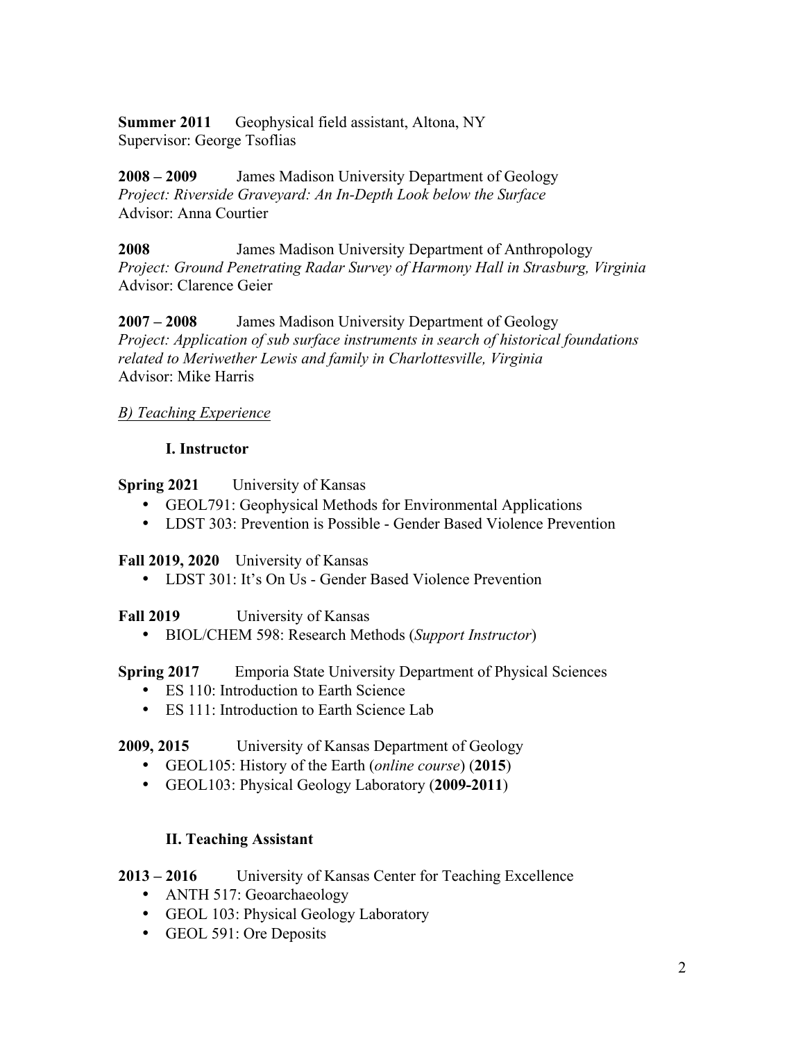**Summer 2011** Geophysical field assistant, Altona, NY
Supervisor: George Tsoflias

**2008 – 2009** James Madison University Department of Geology
*Project: Riverside Graveyard: An In-Depth Look below the Surface*
Advisor: Anna Courtier

**2008** James Madison University Department of Anthropology
*Project: Ground Penetrating Radar Survey of Harmony Hall in Strasburg, Virginia*
Advisor: Clarence Geier

**2007 – 2008** James Madison University Department of Geology
*Project: Application of sub surface instruments in search of historical foundations related to Meriwether Lewis and family in Charlottesville, Virginia*
Advisor: Mike Harris

*B) Teaching Experience*

**I. Instructor**

**Spring 2021** University of Kansas

- GEOL791: Geophysical Methods for Environmental Applications
- LDST 303: Prevention is Possible - Gender Based Violence Prevention

**Fall 2019, 2020** University of Kansas

- LDST 301: It's On Us - Gender Based Violence Prevention

**Fall 2019** University of Kansas

- BIOL/CHEM 598: Research Methods (*Support Instructor*)

**Spring 2017** Emporia State University Department of Physical Sciences

- ES 110: Introduction to Earth Science
- ES 111: Introduction to Earth Science Lab

**2009, 2015** University of Kansas Department of Geology

- GEOL105: History of the Earth (*online course*) (**2015**)
- GEOL103: Physical Geology Laboratory (**2009-2011**)

**II. Teaching Assistant**

**2013 – 2016** University of Kansas Center for Teaching Excellence

- ANTH 517: Geoarchaeology
- GEOL 103: Physical Geology Laboratory
- GEOL 591: Ore Deposits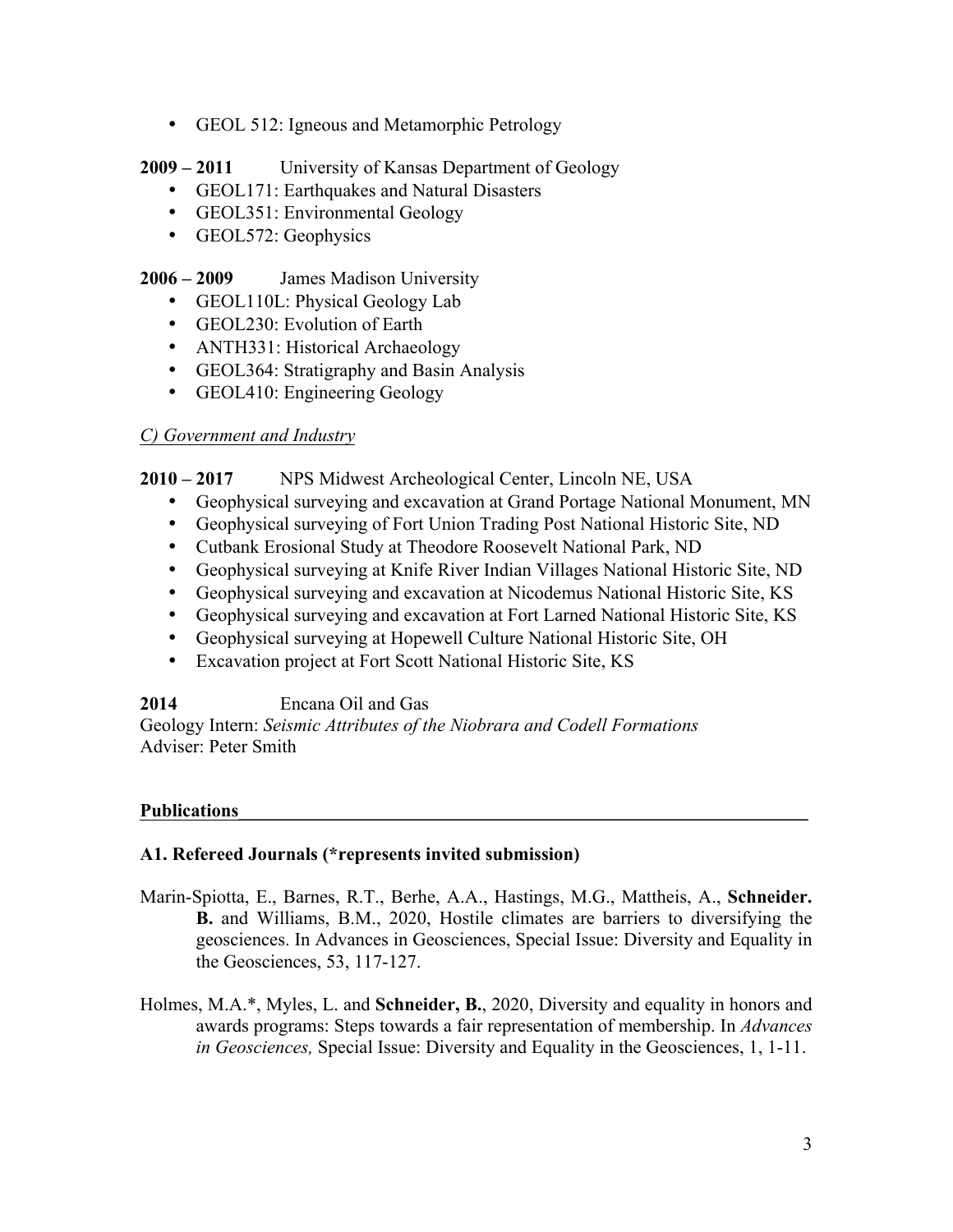- GEOL 512: Igneous and Metamorphic Petrology

**2009 – 2011** University of Kansas Department of Geology

- GEOL171: Earthquakes and Natural Disasters
- GEOL351: Environmental Geology
- GEOL572: Geophysics

**2006 – 2009** James Madison University

- GEOL110L: Physical Geology Lab
- GEOL230: Evolution of Earth
- ANTH331: Historical Archaeology
- GEOL364: Stratigraphy and Basin Analysis
- GEOL410: Engineering Geology

*C) Government and Industry*

**2010 – 2017** NPS Midwest Archeological Center, Lincoln NE, USA

- Geophysical surveying and excavation at Grand Portage National Monument, MN
- Geophysical surveying of Fort Union Trading Post National Historic Site, ND
- Cutbank Erosional Study at Theodore Roosevelt National Park, ND
- Geophysical surveying at Knife River Indian Villages National Historic Site, ND
- Geophysical surveying and excavation at Nicodemus National Historic Site, KS
- Geophysical surveying and excavation at Fort Larned National Historic Site, KS
- Geophysical surveying at Hopewell Culture National Historic Site, OH
- Excavation project at Fort Scott National Historic Site, KS

**2014** Encana Oil and Gas

Geology Intern: *Seismic Attributes of the Niobrara and Codell Formations*

Adviser: Peter Smith

## Publications

### A1. Refereed Journals (*represents invited submission)

Marin-Spiotta, E., Barnes, R.T., Berhe, A.A., Hastings, M.G., Mattheis, A., **Schneider. B.** and Williams, B.M., 2020, Hostile climates are barriers to diversifying the geosciences. In Advances in Geosciences, Special Issue: Diversity and Equality in the Geosciences, 53, 117-127.

Holmes, M.A.*, Myles, L. and **Schneider, B.**, 2020, Diversity and equality in honors and awards programs: Steps towards a fair representation of membership. In *Advances in Geosciences,* Special Issue: Diversity and Equality in the Geosciences, 1, 1-11.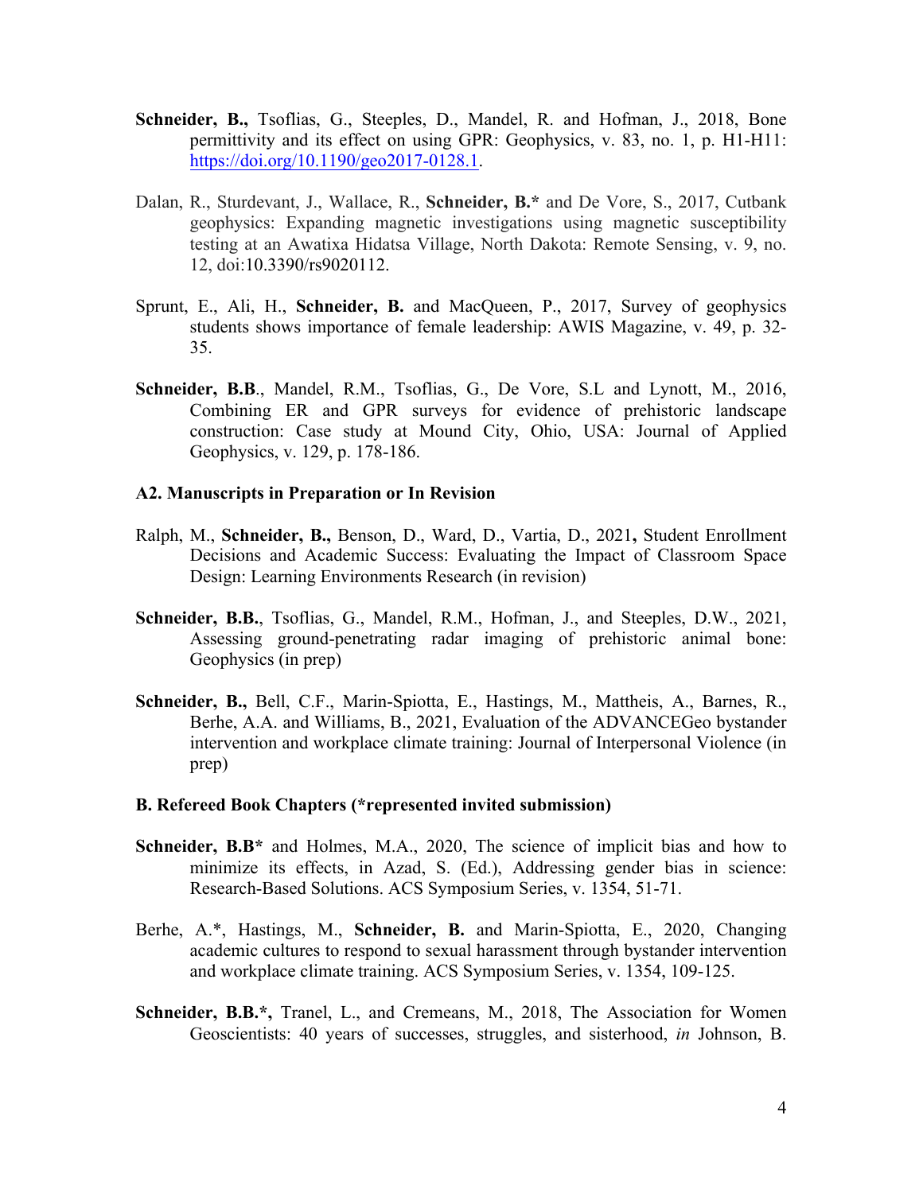**Schneider, B.,** Tsoflias, G., Steeples, D., Mandel, R. and Hofman, J., 2018, Bone permittivity and its effect on using GPR: Geophysics, v. 83, no. 1, p. H1-H11: https://doi.org/10.1190/geo2017-0128.1.

Dalan, R., Sturdevant, J., Wallace, R., **Schneider, B.*** and De Vore, S., 2017, Cutbank geophysics: Expanding magnetic investigations using magnetic susceptibility testing at an Awatixa Hidatsa Village, North Dakota: Remote Sensing, v. 9, no. 12, doi:10.3390/rs9020112.

Sprunt, E., Ali, H., **Schneider, B.** and MacQueen, P., 2017, Survey of geophysics students shows importance of female leadership: AWIS Magazine, v. 49, p. 32-35.

**Schneider, B.B**., Mandel, R.M., Tsoflias, G., De Vore, S.L and Lynott, M., 2016, Combining ER and GPR surveys for evidence of prehistoric landscape construction: Case study at Mound City, Ohio, USA: Journal of Applied Geophysics, v. 129, p. 178-186.

### A2. Manuscripts in Preparation or In Revision

Ralph, M., **Schneider, B.,** Benson, D., Ward, D., Vartia, D., 2021**,** Student Enrollment Decisions and Academic Success: Evaluating the Impact of Classroom Space Design: Learning Environments Research (in revision)

**Schneider, B.B.**, Tsoflias, G., Mandel, R.M., Hofman, J., and Steeples, D.W., 2021, Assessing ground-penetrating radar imaging of prehistoric animal bone: Geophysics (in prep)

**Schneider, B.,** Bell, C.F., Marin-Spiotta, E., Hastings, M., Mattheis, A., Barnes, R., Berhe, A.A. and Williams, B., 2021, Evaluation of the ADVANCEGeo bystander intervention and workplace climate training: Journal of Interpersonal Violence (in prep)

### B. Refereed Book Chapters (*represented invited submission)

**Schneider, B.B*** and Holmes, M.A., 2020, The science of implicit bias and how to minimize its effects, in Azad, S. (Ed.), Addressing gender bias in science: Research-Based Solutions. ACS Symposium Series, v. 1354, 51-71.

Berhe, A.*, Hastings, M., **Schneider, B.** and Marin-Spiotta, E., 2020, Changing academic cultures to respond to sexual harassment through bystander intervention and workplace climate training. ACS Symposium Series, v. 1354, 109-125.

**Schneider, B.B.*,** Tranel, L., and Cremeans, M., 2018, The Association for Women Geoscientists: 40 years of successes, struggles, and sisterhood, *in* Johnson, B.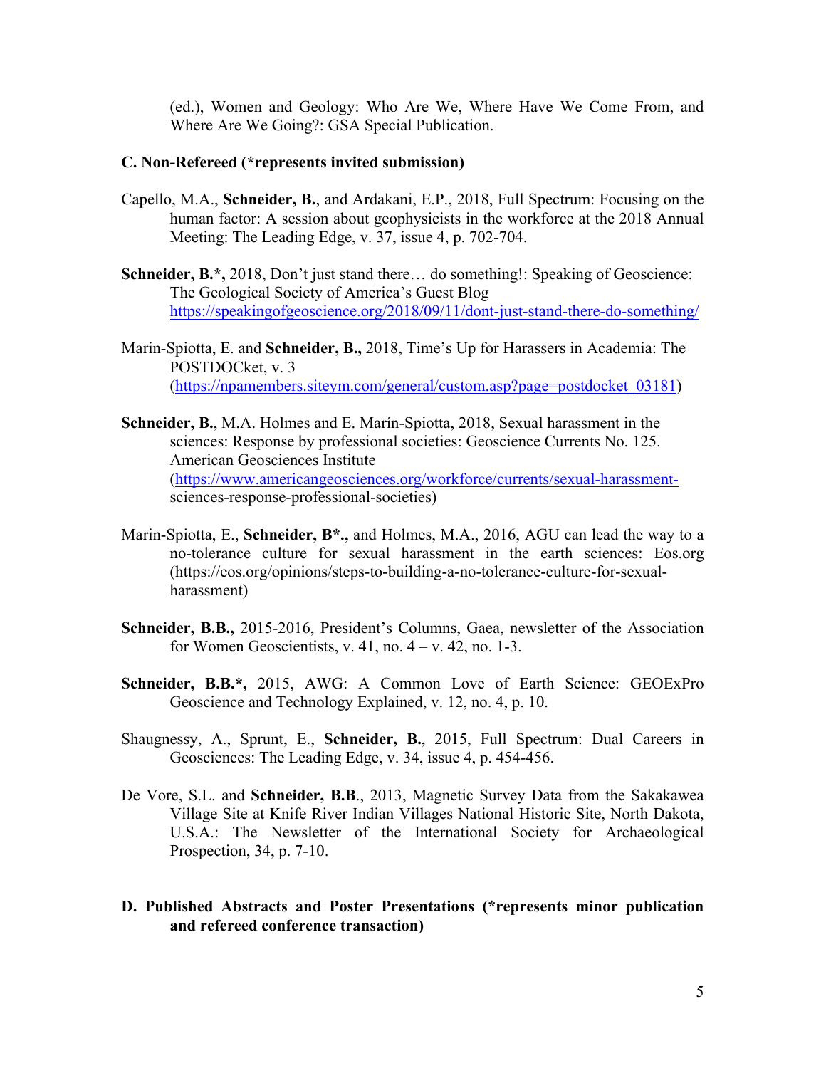(ed.), Women and Geology: Who Are We, Where Have We Come From, and Where Are We Going?: GSA Special Publication.

**C. Non-Refereed (*represents invited submission)**

Capello, M.A., **Schneider, B.**, and Ardakani, E.P., 2018, Full Spectrum: Focusing on the human factor: A session about geophysicists in the workforce at the 2018 Annual Meeting: The Leading Edge, v. 37, issue 4, p. 702-704.

**Schneider, B.*,** 2018, Don't just stand there… do something!: Speaking of Geoscience: The Geological Society of America's Guest Blog https://speakingofgeoscience.org/2018/09/11/dont-just-stand-there-do-something/

Marin-Spiotta, E. and **Schneider, B.,** 2018, Time's Up for Harassers in Academia: The POSTDOCket, v. 3 (https://npamembers.siteym.com/general/custom.asp?page=postdocket_03181)

**Schneider, B.**, M.A. Holmes and E. Marín-Spiotta, 2018, Sexual harassment in the sciences: Response by professional societies: Geoscience Currents No. 125. American Geosciences Institute (https://www.americangeosciences.org/workforce/currents/sexual-harassment-sciences-response-professional-societies)

Marin-Spiotta, E., **Schneider, B*.,** and Holmes, M.A., 2016, AGU can lead the way to a no-tolerance culture for sexual harassment in the earth sciences: Eos.org (https://eos.org/opinions/steps-to-building-a-no-tolerance-culture-for-sexual-harassment)

**Schneider, B.B.,** 2015-2016, President's Columns, Gaea, newsletter of the Association for Women Geoscientists, v. 41, no. 4 – v. 42, no. 1-3.

**Schneider, B.B.*,** 2015, AWG: A Common Love of Earth Science: GEOExPro Geoscience and Technology Explained, v. 12, no. 4, p. 10.

Shaugnessy, A., Sprunt, E., **Schneider, B.**, 2015, Full Spectrum: Dual Careers in Geosciences: The Leading Edge, v. 34, issue 4, p. 454-456.

De Vore, S.L. and **Schneider, B.B**., 2013, Magnetic Survey Data from the Sakakawea Village Site at Knife River Indian Villages National Historic Site, North Dakota, U.S.A.: The Newsletter of the International Society for Archaeological Prospection, 34, p. 7-10.

**D. Published Abstracts and Poster Presentations (*represents minor publication and refereed conference transaction)**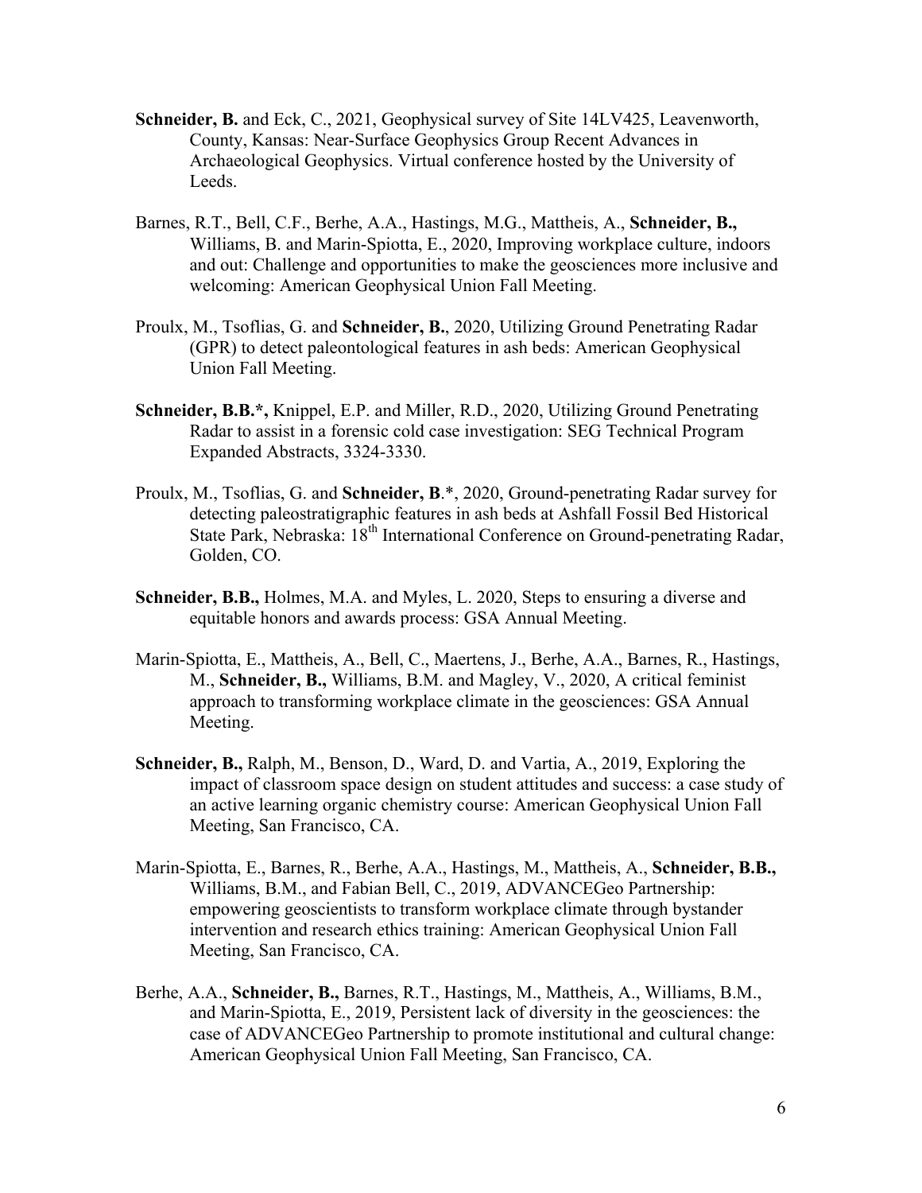**Schneider, B.** and Eck, C., 2021, Geophysical survey of Site 14LV425, Leavenworth, County, Kansas: Near-Surface Geophysics Group Recent Advances in Archaeological Geophysics. Virtual conference hosted by the University of Leeds.

Barnes, R.T., Bell, C.F., Berhe, A.A., Hastings, M.G., Mattheis, A., **Schneider, B.,** Williams, B. and Marin-Spiotta, E., 2020, Improving workplace culture, indoors and out: Challenge and opportunities to make the geosciences more inclusive and welcoming: American Geophysical Union Fall Meeting.

Proulx, M., Tsoflias, G. and **Schneider, B.**, 2020, Utilizing Ground Penetrating Radar (GPR) to detect paleontological features in ash beds: American Geophysical Union Fall Meeting.

**Schneider, B.B.*,** Knippel, E.P. and Miller, R.D., 2020, Utilizing Ground Penetrating Radar to assist in a forensic cold case investigation: SEG Technical Program Expanded Abstracts, 3324-3330.

Proulx, M., Tsoflias, G. and **Schneider, B**.*, 2020, Ground-penetrating Radar survey for detecting paleostratigraphic features in ash beds at Ashfall Fossil Bed Historical State Park, Nebraska: 18th International Conference on Ground-penetrating Radar, Golden, CO.

**Schneider, B.B.,** Holmes, M.A. and Myles, L. 2020, Steps to ensuring a diverse and equitable honors and awards process: GSA Annual Meeting.

Marin-Spiotta, E., Mattheis, A., Bell, C., Maertens, J., Berhe, A.A., Barnes, R., Hastings, M., **Schneider, B.,** Williams, B.M. and Magley, V., 2020, A critical feminist approach to transforming workplace climate in the geosciences: GSA Annual Meeting.

**Schneider, B.,** Ralph, M., Benson, D., Ward, D. and Vartia, A., 2019, Exploring the impact of classroom space design on student attitudes and success: a case study of an active learning organic chemistry course: American Geophysical Union Fall Meeting, San Francisco, CA.

Marin-Spiotta, E., Barnes, R., Berhe, A.A., Hastings, M., Mattheis, A., **Schneider, B.B.,** Williams, B.M., and Fabian Bell, C., 2019, ADVANCEGeo Partnership: empowering geoscientists to transform workplace climate through bystander intervention and research ethics training: American Geophysical Union Fall Meeting, San Francisco, CA.

Berhe, A.A., **Schneider, B.,** Barnes, R.T., Hastings, M., Mattheis, A., Williams, B.M., and Marin-Spiotta, E., 2019, Persistent lack of diversity in the geosciences: the case of ADVANCEGeo Partnership to promote institutional and cultural change: American Geophysical Union Fall Meeting, San Francisco, CA.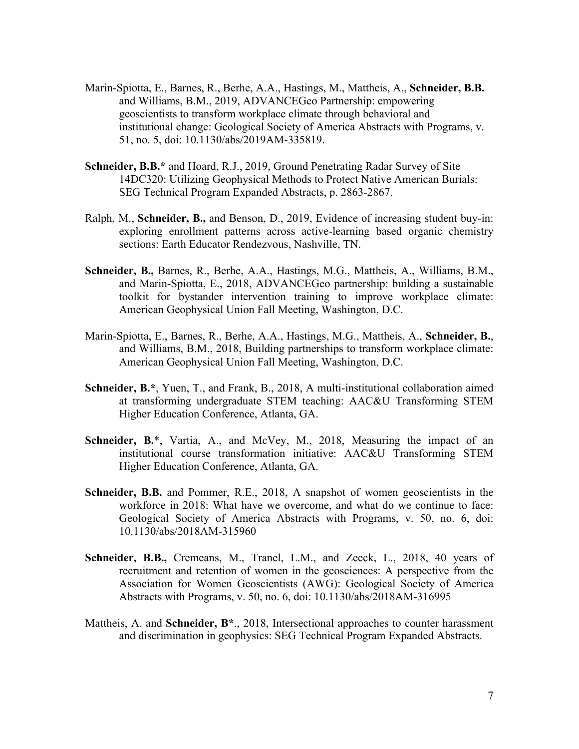Marin-Spiotta, E., Barnes, R., Berhe, A.A., Hastings, M., Mattheis, A., **Schneider, B.B.** and Williams, B.M., 2019, ADVANCEGeo Partnership: empowering geoscientists to transform workplace climate through behavioral and institutional change: Geological Society of America Abstracts with Programs, v. 51, no. 5, doi: 10.1130/abs/2019AM-335819.

**Schneider, B.B.*** and Hoard, R.J., 2019, Ground Penetrating Radar Survey of Site 14DC320: Utilizing Geophysical Methods to Protect Native American Burials: SEG Technical Program Expanded Abstracts, p. 2863-2867.

Ralph, M., **Schneider, B.,** and Benson, D., 2019, Evidence of increasing student buy-in: exploring enrollment patterns across active-learning based organic chemistry sections: Earth Educator Rendezvous, Nashville, TN.

**Schneider, B.,** Barnes, R., Berhe, A.A., Hastings, M.G., Mattheis, A., Williams, B.M., and Marin-Spiotta, E., 2018, ADVANCEGeo partnership: building a sustainable toolkit for bystander intervention training to improve workplace climate: American Geophysical Union Fall Meeting, Washington, D.C.

Marin-Spiotta, E., Barnes, R., Berhe, A.A., Hastings, M.G., Mattheis, A., **Schneider, B.**, and Williams, B.M., 2018, Building partnerships to transform workplace climate: American Geophysical Union Fall Meeting, Washington, D.C.

**Schneider, B.***, Yuen, T., and Frank, B., 2018, A multi-institutional collaboration aimed at transforming undergraduate STEM teaching: AAC&U Transforming STEM Higher Education Conference, Atlanta, GA.

**Schneider, B.***, Vartia, A., and McVey, M., 2018, Measuring the impact of an institutional course transformation initiative: AAC&U Transforming STEM Higher Education Conference, Atlanta, GA.

**Schneider, B.B.** and Pommer, R.E., 2018, A snapshot of women geoscientists in the workforce in 2018: What have we overcome, and what do we continue to face: Geological Society of America Abstracts with Programs, v. 50, no. 6, doi: 10.1130/abs/2018AM-315960

**Schneider, B.B.,** Cremeans, M., Tranel, L.M., and Zeeck, L., 2018, 40 years of recruitment and retention of women in the geosciences: A perspective from the Association for Women Geoscientists (AWG): Geological Society of America Abstracts with Programs, v. 50, no. 6, doi: 10.1130/abs/2018AM-316995

Mattheis, A. and **Schneider, B***., 2018, Intersectional approaches to counter harassment and discrimination in geophysics: SEG Technical Program Expanded Abstracts.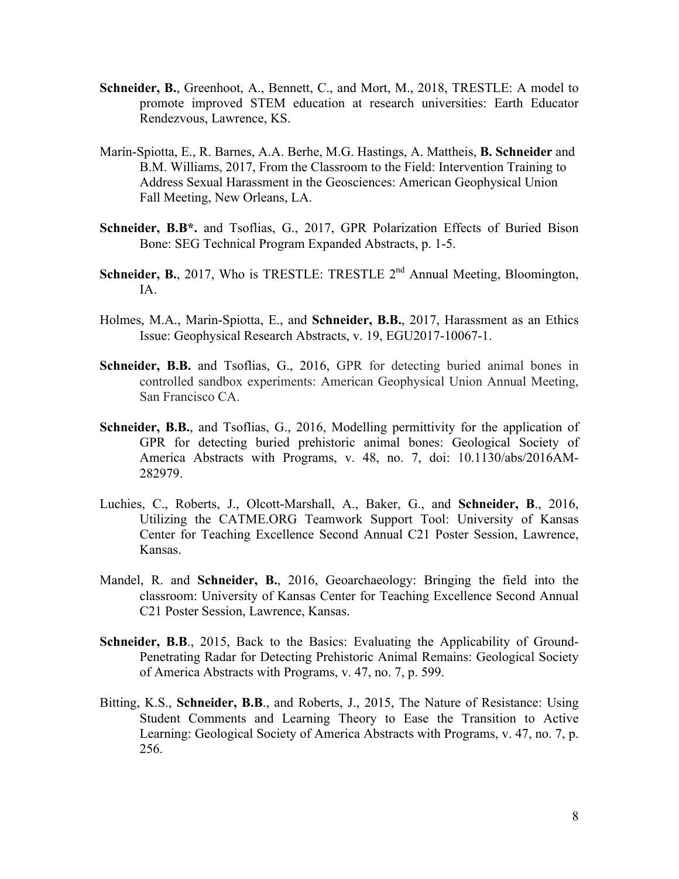**Schneider, B.**, Greenhoot, A., Bennett, C., and Mort, M., 2018, TRESTLE: A model to promote improved STEM education at research universities: Earth Educator Rendezvous, Lawrence, KS.

Marín-Spiotta, E., R. Barnes, A.A. Berhe, M.G. Hastings, A. Mattheis, **B. Schneider** and B.M. Williams, 2017, From the Classroom to the Field: Intervention Training to Address Sexual Harassment in the Geosciences: American Geophysical Union Fall Meeting, New Orleans, LA.

**Schneider, B.B*.** and Tsoflias, G., 2017, GPR Polarization Effects of Buried Bison Bone: SEG Technical Program Expanded Abstracts, p. 1-5.

**Schneider, B.**, 2017, Who is TRESTLE: TRESTLE 2nd Annual Meeting, Bloomington, IA.

Holmes, M.A., Marin-Spiotta, E., and **Schneider, B.B.**, 2017, Harassment as an Ethics Issue: Geophysical Research Abstracts, v. 19, EGU2017-10067-1.

**Schneider, B.B.** and Tsoflias, G., 2016, GPR for detecting buried animal bones in controlled sandbox experiments: American Geophysical Union Annual Meeting, San Francisco CA.

**Schneider, B.B.**, and Tsoflias, G., 2016, Modelling permittivity for the application of GPR for detecting buried prehistoric animal bones: Geological Society of America Abstracts with Programs, v. 48, no. 7, doi: 10.1130/abs/2016AM-282979.

Luchies, C., Roberts, J., Olcott-Marshall, A., Baker, G., and **Schneider, B**., 2016, Utilizing the CATME.ORG Teamwork Support Tool: University of Kansas Center for Teaching Excellence Second Annual C21 Poster Session, Lawrence, Kansas.

Mandel, R. and **Schneider, B.**, 2016, Geoarchaeology: Bringing the field into the classroom: University of Kansas Center for Teaching Excellence Second Annual C21 Poster Session, Lawrence, Kansas.

**Schneider, B.B**., 2015, Back to the Basics: Evaluating the Applicability of Ground-Penetrating Radar for Detecting Prehistoric Animal Remains: Geological Society of America Abstracts with Programs, v. 47, no. 7, p. 599.

Bitting, K.S., **Schneider, B.B**., and Roberts, J., 2015, The Nature of Resistance: Using Student Comments and Learning Theory to Ease the Transition to Active Learning: Geological Society of America Abstracts with Programs, v. 47, no. 7, p. 256.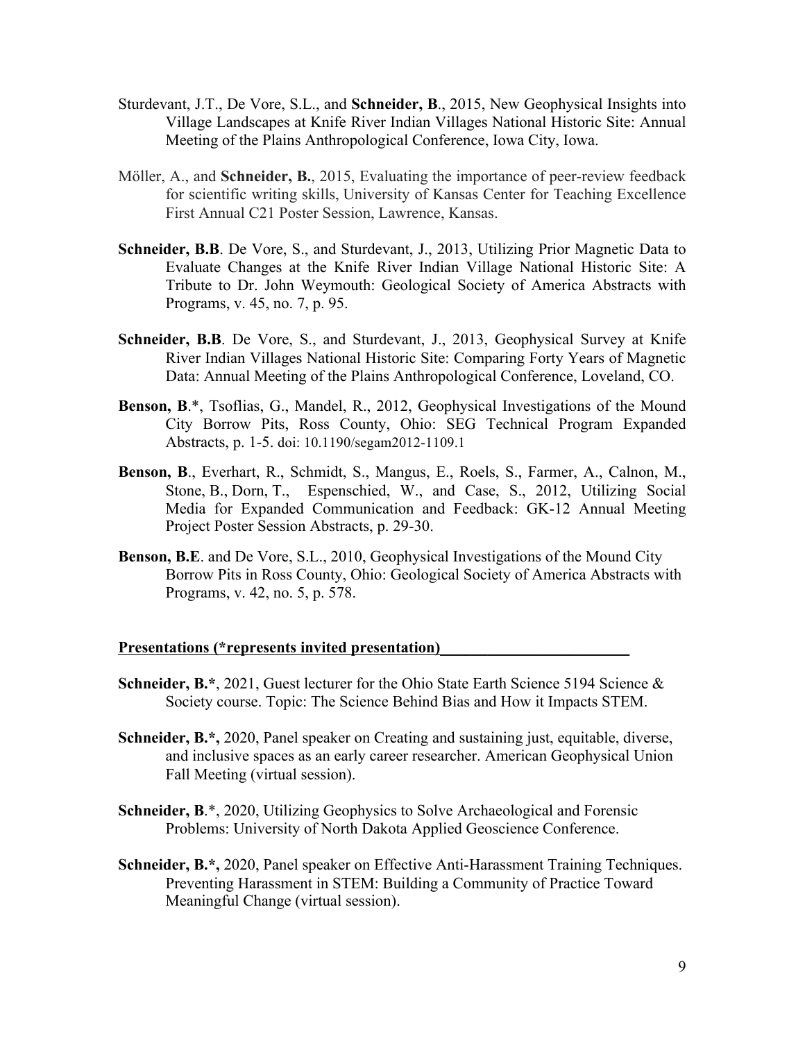Sturdevant, J.T., De Vore, S.L., and **Schneider, B**., 2015, New Geophysical Insights into Village Landscapes at Knife River Indian Villages National Historic Site: Annual Meeting of the Plains Anthropological Conference, Iowa City, Iowa.

Möller, A., and **Schneider, B.**, 2015, Evaluating the importance of peer-review feedback for scientific writing skills, University of Kansas Center for Teaching Excellence First Annual C21 Poster Session, Lawrence, Kansas.

**Schneider, B.B**. De Vore, S., and Sturdevant, J., 2013, Utilizing Prior Magnetic Data to Evaluate Changes at the Knife River Indian Village National Historic Site: A Tribute to Dr. John Weymouth: Geological Society of America Abstracts with Programs, v. 45, no. 7, p. 95.

**Schneider, B.B**. De Vore, S., and Sturdevant, J., 2013, Geophysical Survey at Knife River Indian Villages National Historic Site: Comparing Forty Years of Magnetic Data: Annual Meeting of the Plains Anthropological Conference, Loveland, CO.

**Benson, B**.*, Tsoflias, G., Mandel, R., 2012, Geophysical Investigations of the Mound City Borrow Pits, Ross County, Ohio: SEG Technical Program Expanded Abstracts, p. 1-5. doi: 10.1190/segam2012-1109.1

**Benson, B**., Everhart, R., Schmidt, S., Mangus, E., Roels, S., Farmer, A., Calnon, M., Stone, B., Dorn, T., Espenschied, W., and Case, S., 2012, Utilizing Social Media for Expanded Communication and Feedback: GK-12 Annual Meeting Project Poster Session Abstracts, p. 29-30.

**Benson, B.E**. and De Vore, S.L., 2010, Geophysical Investigations of the Mound City Borrow Pits in Ross County, Ohio: Geological Society of America Abstracts with Programs, v. 42, no. 5, p. 578.

## Presentations (*represents invited presentation)

**Schneider, B.***, 2021, Guest lecturer for the Ohio State Earth Science 5194 Science & Society course. Topic: The Science Behind Bias and How it Impacts STEM.

**Schneider, B.*,** 2020, Panel speaker on Creating and sustaining just, equitable, diverse, and inclusive spaces as an early career researcher. American Geophysical Union Fall Meeting (virtual session).

**Schneider, B**.*, 2020, Utilizing Geophysics to Solve Archaeological and Forensic Problems: University of North Dakota Applied Geoscience Conference.

**Schneider, B.*,** 2020, Panel speaker on Effective Anti-Harassment Training Techniques. Preventing Harassment in STEM: Building a Community of Practice Toward Meaningful Change (virtual session).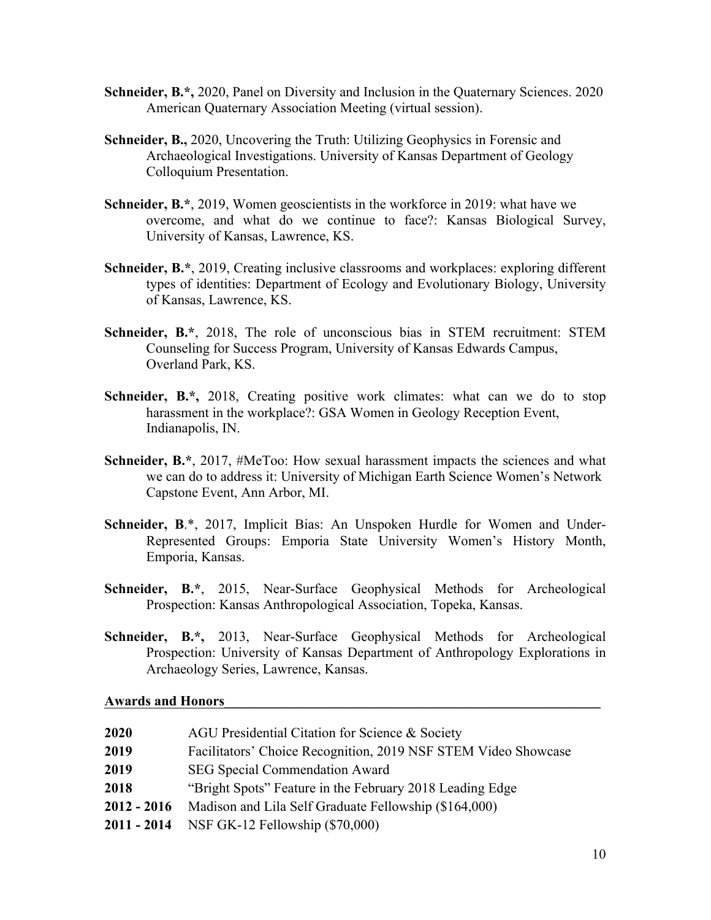**Schneider, B.*,** 2020, Panel on Diversity and Inclusion in the Quaternary Sciences. 2020 American Quaternary Association Meeting (virtual session).

**Schneider, B.,** 2020, Uncovering the Truth: Utilizing Geophysics in Forensic and Archaeological Investigations. University of Kansas Department of Geology Colloquium Presentation.

**Schneider, B.***, 2019, Women geoscientists in the workforce in 2019: what have we overcome, and what do we continue to face?: Kansas Biological Survey, University of Kansas, Lawrence, KS.

**Schneider, B.***, 2019, Creating inclusive classrooms and workplaces: exploring different types of identities: Department of Ecology and Evolutionary Biology, University of Kansas, Lawrence, KS.

**Schneider, B.***, 2018, The role of unconscious bias in STEM recruitment: STEM Counseling for Success Program, University of Kansas Edwards Campus, Overland Park, KS.

**Schneider, B.*,** 2018, Creating positive work climates: what can we do to stop harassment in the workplace?: GSA Women in Geology Reception Event, Indianapolis, IN.

**Schneider, B.***, 2017, #MeToo: How sexual harassment impacts the sciences and what we can do to address it: University of Michigan Earth Science Women's Network Capstone Event, Ann Arbor, MI.

**Schneider, B**.*, 2017, Implicit Bias: An Unspoken Hurdle for Women and Under-Represented Groups: Emporia State University Women's History Month, Emporia, Kansas.

**Schneider, B.***, 2015, Near-Surface Geophysical Methods for Archeological Prospection: Kansas Anthropological Association, Topeka, Kansas.

**Schneider, B.*,** 2013, Near-Surface Geophysical Methods for Archeological Prospection: University of Kansas Department of Anthropology Explorations in Archaeology Series, Lawrence, Kansas.

## Awards and Honors

| | |
|---|---|
| **2020** | AGU Presidential Citation for Science & Society |
| **2019** | Facilitators' Choice Recognition, 2019 NSF STEM Video Showcase |
| **2019** | SEG Special Commendation Award |
| **2018** | "Bright Spots" Feature in the February 2018 Leading Edge |
| **2012 - 2016** | Madison and Lila Self Graduate Fellowship ($164,000) |
| **2011 - 2014** | NSF GK-12 Fellowship ($70,000) |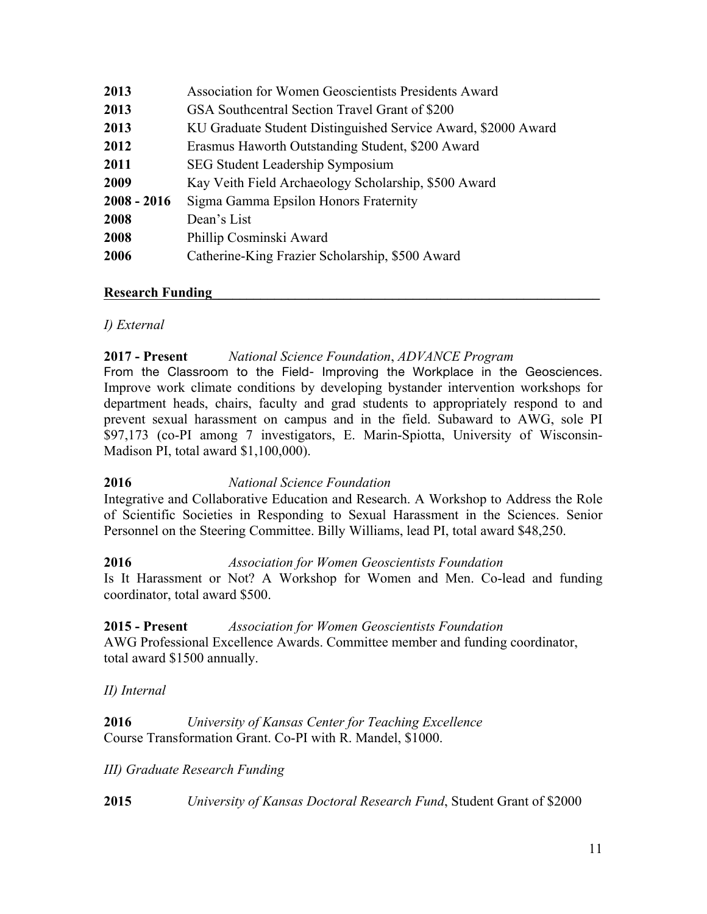| | |
|---|---|
| **2013** | Association for Women Geoscientists Presidents Award |
| **2013** | GSA Southcentral Section Travel Grant of $200 |
| **2013** | KU Graduate Student Distinguished Service Award, $2000 Award |
| **2012** | Erasmus Haworth Outstanding Student, $200 Award |
| **2011** | SEG Student Leadership Symposium |
| **2009** | Kay Veith Field Archaeology Scholarship, $500 Award |
| **2008 - 2016** | Sigma Gamma Epsilon Honors Fraternity |
| **2008** | Dean's List |
| **2008** | Phillip Cosminski Award |
| **2006** | Catherine-King Frazier Scholarship, $500 Award |

## Research Funding

*I) External*

**2017 - Present** *National Science Foundation*, *ADVANCE Program*
From the Classroom to the Field- Improving the Workplace in the Geosciences. Improve work climate conditions by developing bystander intervention workshops for department heads, chairs, faculty and grad students to appropriately respond to and prevent sexual harassment on campus and in the field. Subaward to AWG, sole PI $97,173 (co-PI among 7 investigators, E. Marin-Spiotta, University of Wisconsin-Madison PI, total award $1,100,000).

**2016** *National Science Foundation*
Integrative and Collaborative Education and Research. A Workshop to Address the Role of Scientific Societies in Responding to Sexual Harassment in the Sciences. Senior Personnel on the Steering Committee. Billy Williams, lead PI, total award $48,250.

**2016** *Association for Women Geoscientists Foundation*
Is It Harassment or Not? A Workshop for Women and Men. Co-lead and funding coordinator, total award $500.

**2015 - Present** *Association for Women Geoscientists Foundation*
AWG Professional Excellence Awards. Committee member and funding coordinator, total award $1500 annually.

*II) Internal*

**2016** *University of Kansas Center for Teaching Excellence*
Course Transformation Grant. Co-PI with R. Mandel, $1000.

*III) Graduate Research Funding*

**2015** *University of Kansas Doctoral Research Fund*, Student Grant of $2000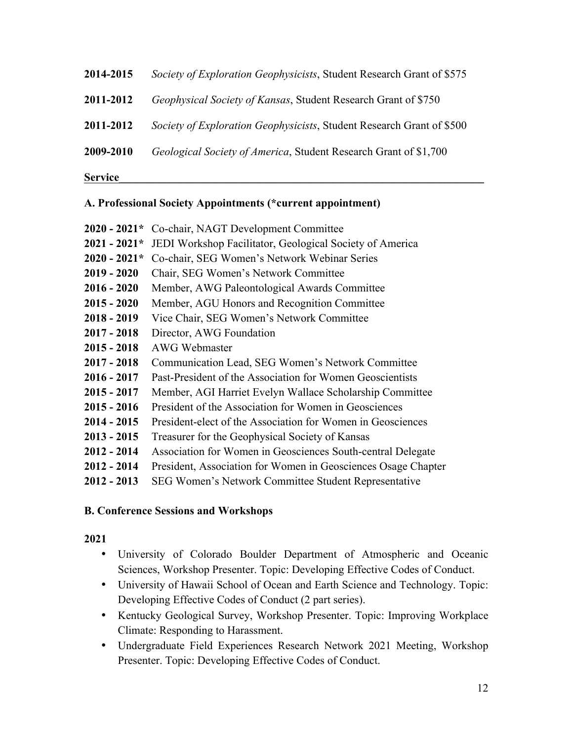**2014-2015** *Society of Exploration Geophysicists*, Student Research Grant of $575

**2011-2012** *Geophysical Society of Kansas*, Student Research Grant of $750

**2011-2012** *Society of Exploration Geophysicists*, Student Research Grant of $500

**2009-2010** *Geological Society of America*, Student Research Grant of $1,700

## Service

### A. Professional Society Appointments (*current appointment)

**2020 - 2021*** Co-chair, NAGT Development Committee
**2021 - 2021*** JEDI Workshop Facilitator, Geological Society of America
**2020 - 2021*** Co-chair, SEG Women's Network Webinar Series
**2019 - 2020** Chair, SEG Women's Network Committee
**2016 - 2020** Member, AWG Paleontological Awards Committee
**2015 - 2020** Member, AGU Honors and Recognition Committee
**2018 - 2019** Vice Chair, SEG Women's Network Committee
**2017 - 2018** Director, AWG Foundation
**2015 - 2018** AWG Webmaster
**2017 - 2018** Communication Lead, SEG Women's Network Committee
**2016 - 2017** Past-President of the Association for Women Geoscientists
**2015 - 2017** Member, AGI Harriet Evelyn Wallace Scholarship Committee
**2015 - 2016** President of the Association for Women in Geosciences
**2014 - 2015** President-elect of the Association for Women in Geosciences
**2013 - 2015** Treasurer for the Geophysical Society of Kansas
**2012 - 2014** Association for Women in Geosciences South-central Delegate
**2012 - 2014** President, Association for Women in Geosciences Osage Chapter
**2012 - 2013** SEG Women's Network Committee Student Representative

### B. Conference Sessions and Workshops

**2021**

- University of Colorado Boulder Department of Atmospheric and Oceanic Sciences, Workshop Presenter. Topic: Developing Effective Codes of Conduct.
- University of Hawaii School of Ocean and Earth Science and Technology. Topic: Developing Effective Codes of Conduct (2 part series).
- Kentucky Geological Survey, Workshop Presenter. Topic: Improving Workplace Climate: Responding to Harassment.
- Undergraduate Field Experiences Research Network 2021 Meeting, Workshop Presenter. Topic: Developing Effective Codes of Conduct.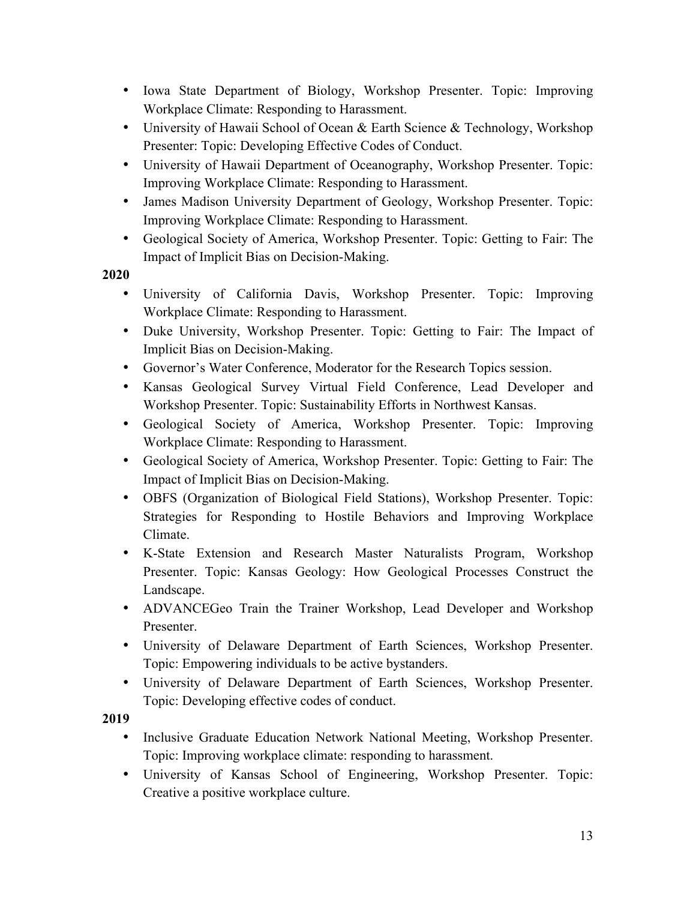- Iowa State Department of Biology, Workshop Presenter. Topic: Improving Workplace Climate: Responding to Harassment.
- University of Hawaii School of Ocean & Earth Science & Technology, Workshop Presenter: Topic: Developing Effective Codes of Conduct.
- University of Hawaii Department of Oceanography, Workshop Presenter. Topic: Improving Workplace Climate: Responding to Harassment.
- James Madison University Department of Geology, Workshop Presenter. Topic: Improving Workplace Climate: Responding to Harassment.
- Geological Society of America, Workshop Presenter. Topic: Getting to Fair: The Impact of Implicit Bias on Decision-Making.

**2020**

- University of California Davis, Workshop Presenter. Topic: Improving Workplace Climate: Responding to Harassment.
- Duke University, Workshop Presenter. Topic: Getting to Fair: The Impact of Implicit Bias on Decision-Making.
- Governor's Water Conference, Moderator for the Research Topics session.
- Kansas Geological Survey Virtual Field Conference, Lead Developer and Workshop Presenter. Topic: Sustainability Efforts in Northwest Kansas.
- Geological Society of America, Workshop Presenter. Topic: Improving Workplace Climate: Responding to Harassment.
- Geological Society of America, Workshop Presenter. Topic: Getting to Fair: The Impact of Implicit Bias on Decision-Making.
- OBFS (Organization of Biological Field Stations), Workshop Presenter. Topic: Strategies for Responding to Hostile Behaviors and Improving Workplace Climate.
- K-State Extension and Research Master Naturalists Program, Workshop Presenter. Topic: Kansas Geology: How Geological Processes Construct the Landscape.
- ADVANCEGeo Train the Trainer Workshop, Lead Developer and Workshop Presenter.
- University of Delaware Department of Earth Sciences, Workshop Presenter. Topic: Empowering individuals to be active bystanders.
- University of Delaware Department of Earth Sciences, Workshop Presenter. Topic: Developing effective codes of conduct.

**2019**

- Inclusive Graduate Education Network National Meeting, Workshop Presenter. Topic: Improving workplace climate: responding to harassment.
- University of Kansas School of Engineering, Workshop Presenter. Topic: Creative a positive workplace culture.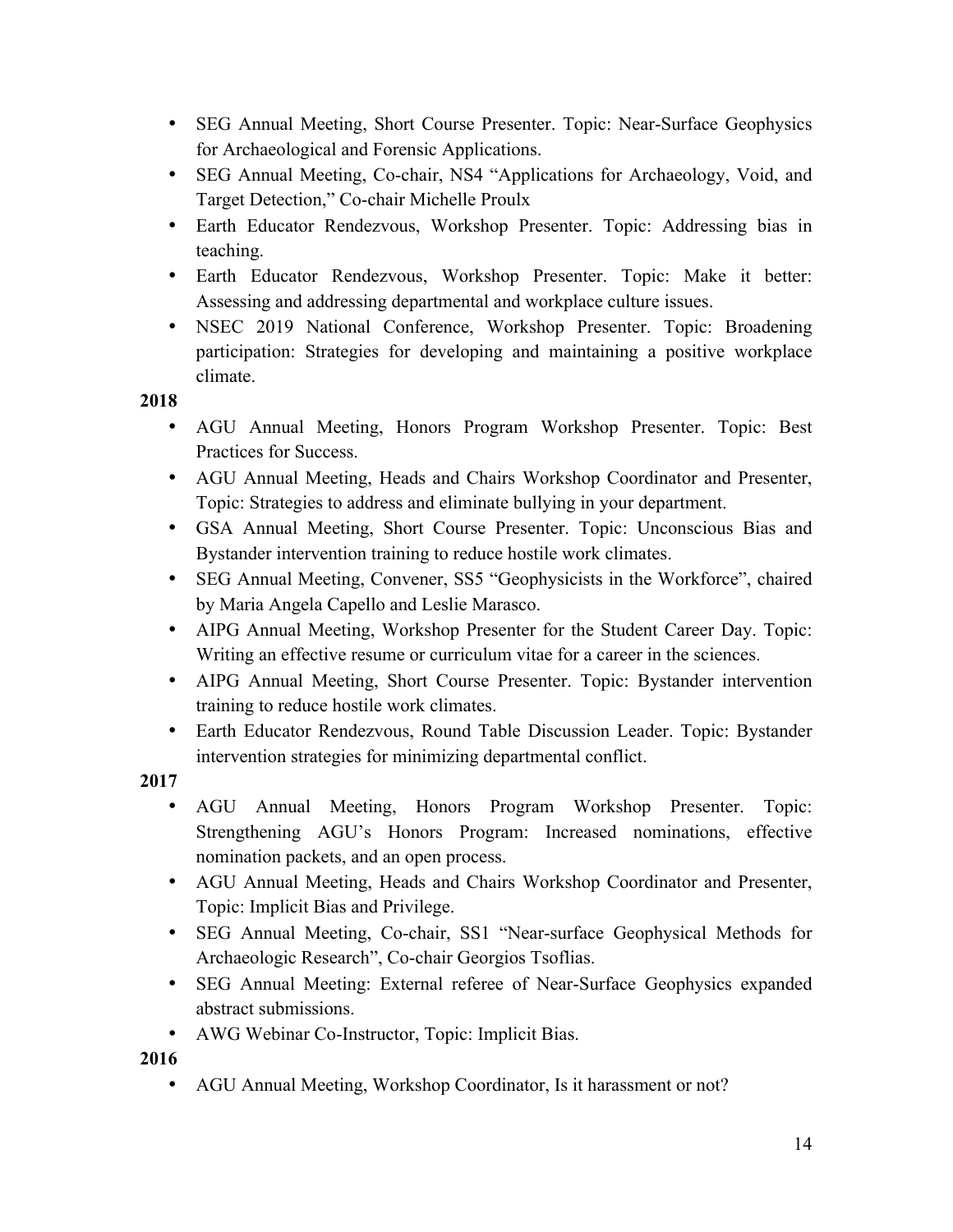- SEG Annual Meeting, Short Course Presenter. Topic: Near-Surface Geophysics for Archaeological and Forensic Applications.
- SEG Annual Meeting, Co-chair, NS4 "Applications for Archaeology, Void, and Target Detection," Co-chair Michelle Proulx
- Earth Educator Rendezvous, Workshop Presenter. Topic: Addressing bias in teaching.
- Earth Educator Rendezvous, Workshop Presenter. Topic: Make it better: Assessing and addressing departmental and workplace culture issues.
- NSEC 2019 National Conference, Workshop Presenter. Topic: Broadening participation: Strategies for developing and maintaining a positive workplace climate.

**2018**

- AGU Annual Meeting, Honors Program Workshop Presenter. Topic: Best Practices for Success.
- AGU Annual Meeting, Heads and Chairs Workshop Coordinator and Presenter, Topic: Strategies to address and eliminate bullying in your department.
- GSA Annual Meeting, Short Course Presenter. Topic: Unconscious Bias and Bystander intervention training to reduce hostile work climates.
- SEG Annual Meeting, Convener, SS5 "Geophysicists in the Workforce", chaired by Maria Angela Capello and Leslie Marasco.
- AIPG Annual Meeting, Workshop Presenter for the Student Career Day. Topic: Writing an effective resume or curriculum vitae for a career in the sciences.
- AIPG Annual Meeting, Short Course Presenter. Topic: Bystander intervention training to reduce hostile work climates.
- Earth Educator Rendezvous, Round Table Discussion Leader. Topic: Bystander intervention strategies for minimizing departmental conflict.

**2017**

- AGU Annual Meeting, Honors Program Workshop Presenter. Topic: Strengthening AGU's Honors Program: Increased nominations, effective nomination packets, and an open process.
- AGU Annual Meeting, Heads and Chairs Workshop Coordinator and Presenter, Topic: Implicit Bias and Privilege.
- SEG Annual Meeting, Co-chair, SS1 "Near-surface Geophysical Methods for Archaeologic Research", Co-chair Georgios Tsoflias.
- SEG Annual Meeting: External referee of Near-Surface Geophysics expanded abstract submissions.
- AWG Webinar Co-Instructor, Topic: Implicit Bias.

**2016**

- AGU Annual Meeting, Workshop Coordinator, Is it harassment or not?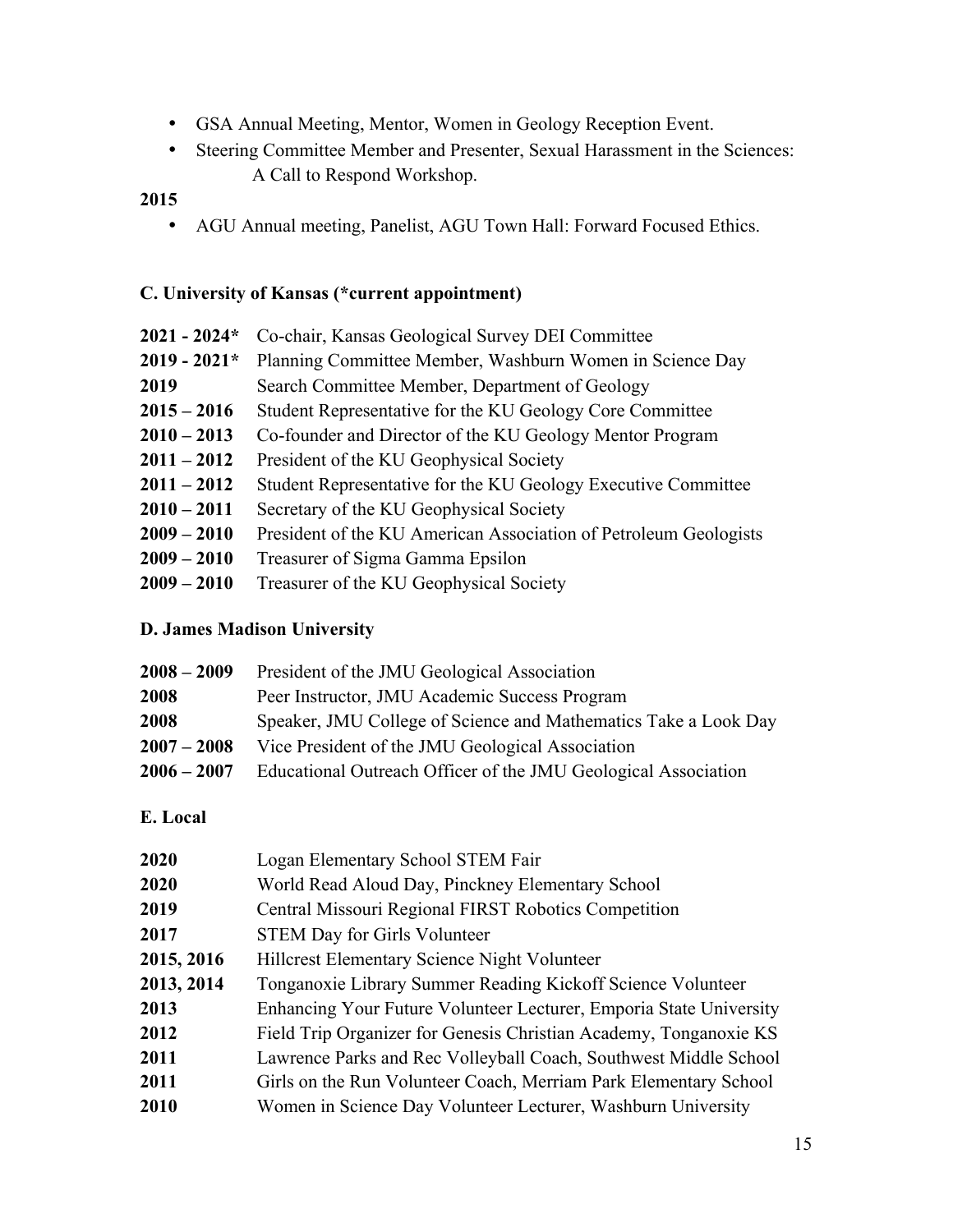- GSA Annual Meeting, Mentor, Women in Geology Reception Event.
- Steering Committee Member and Presenter, Sexual Harassment in the Sciences: A Call to Respond Workshop.

**2015**

- AGU Annual meeting, Panelist, AGU Town Hall: Forward Focused Ethics.

### C. University of Kansas (*current appointment)

| | |
|---|---|
| **2021 - 2024*** | Co-chair, Kansas Geological Survey DEI Committee |
| **2019 - 2021*** | Planning Committee Member, Washburn Women in Science Day |
| **2019** | Search Committee Member, Department of Geology |
| **2015 – 2016** | Student Representative for the KU Geology Core Committee |
| **2010 – 2013** | Co-founder and Director of the KU Geology Mentor Program |
| **2011 – 2012** | President of the KU Geophysical Society |
| **2011 – 2012** | Student Representative for the KU Geology Executive Committee |
| **2010 – 2011** | Secretary of the KU Geophysical Society |
| **2009 – 2010** | President of the KU American Association of Petroleum Geologists |
| **2009 – 2010** | Treasurer of Sigma Gamma Epsilon |
| **2009 – 2010** | Treasurer of the KU Geophysical Society |

### D. James Madison University

| | |
|---|---|
| **2008 – 2009** | President of the JMU Geological Association |
| **2008** | Peer Instructor, JMU Academic Success Program |
| **2008** | Speaker, JMU College of Science and Mathematics Take a Look Day |
| **2007 – 2008** | Vice President of the JMU Geological Association |
| **2006 – 2007** | Educational Outreach Officer of the JMU Geological Association |

### E. Local

| | |
|---|---|
| **2020** | Logan Elementary School STEM Fair |
| **2020** | World Read Aloud Day, Pinckney Elementary School |
| **2019** | Central Missouri Regional FIRST Robotics Competition |
| **2017** | STEM Day for Girls Volunteer |
| **2015, 2016** | Hillcrest Elementary Science Night Volunteer |
| **2013, 2014** | Tonganoxie Library Summer Reading Kickoff Science Volunteer |
| **2013** | Enhancing Your Future Volunteer Lecturer, Emporia State University |
| **2012** | Field Trip Organizer for Genesis Christian Academy, Tonganoxie KS |
| **2011** | Lawrence Parks and Rec Volleyball Coach, Southwest Middle School |
| **2011** | Girls on the Run Volunteer Coach, Merriam Park Elementary School |
| **2010** | Women in Science Day Volunteer Lecturer, Washburn University |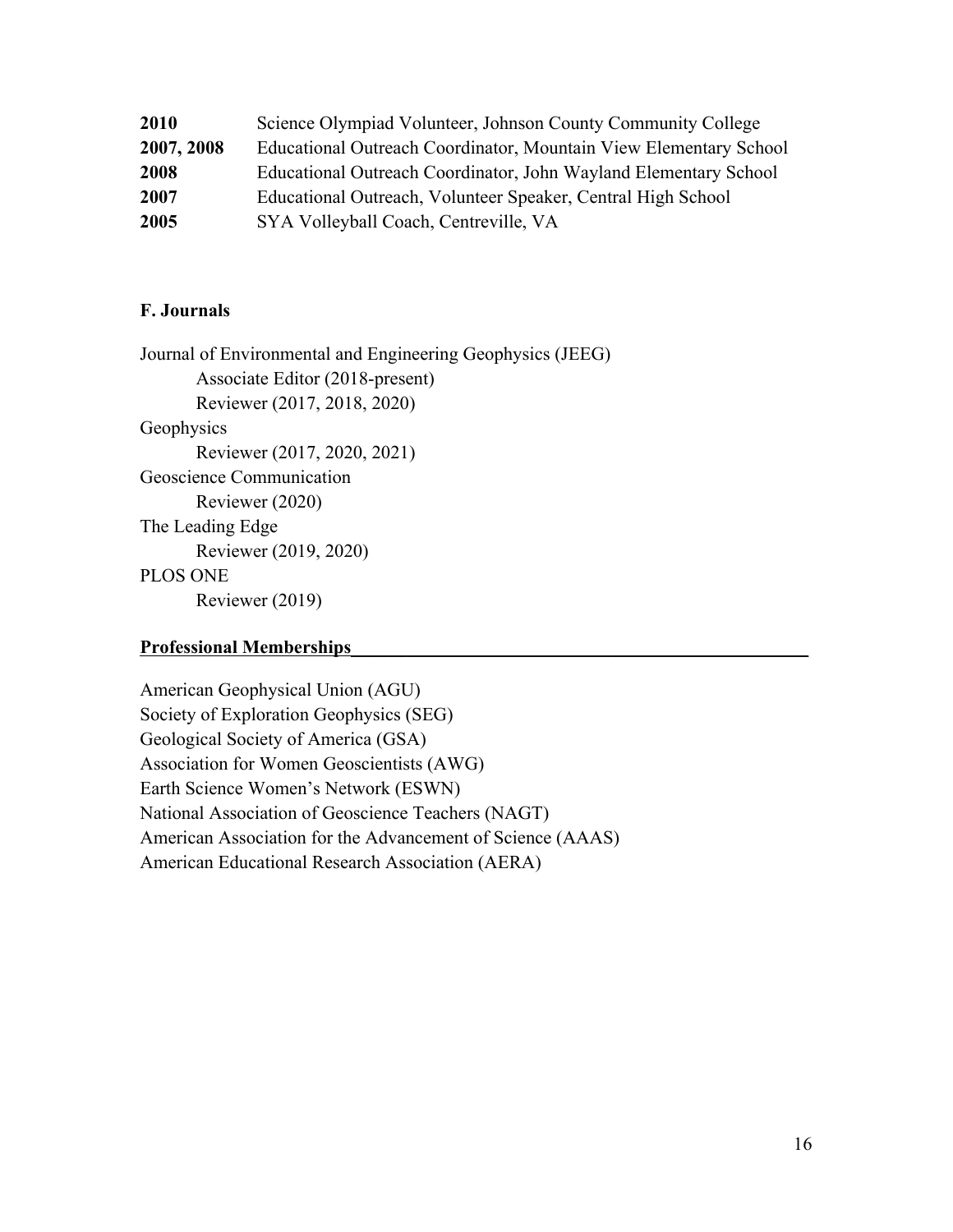| | |
|---|---|
| **2010** | Science Olympiad Volunteer, Johnson County Community College |
| **2007, 2008** | Educational Outreach Coordinator, Mountain View Elementary School |
| **2008** | Educational Outreach Coordinator, John Wayland Elementary School |
| **2007** | Educational Outreach, Volunteer Speaker, Central High School |
| **2005** | SYA Volleyball Coach, Centreville, VA |

### F. Journals

Journal of Environmental and Engineering Geophysics (JEEG)
- Associate Editor (2018-present)
- Reviewer (2017, 2018, 2020)

Geophysics
- Reviewer (2017, 2020, 2021)

Geoscience Communication
- Reviewer (2020)

The Leading Edge
- Reviewer (2019, 2020)

PLOS ONE
- Reviewer (2019)

## Professional Memberships

American Geophysical Union (AGU)
Society of Exploration Geophysics (SEG)
Geological Society of America (GSA)
Association for Women Geoscientists (AWG)
Earth Science Women's Network (ESWN)
National Association of Geoscience Teachers (NAGT)
American Association for the Advancement of Science (AAAS)
American Educational Research Association (AERA)